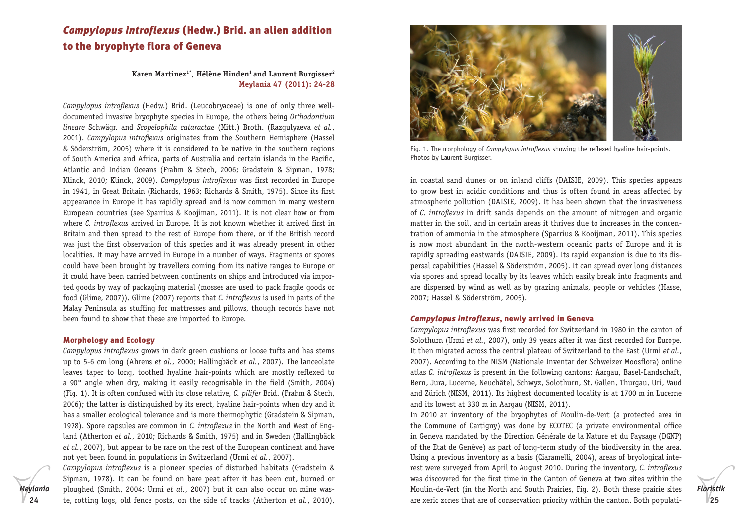# *Campylopus introflexus* (Hedw.) Brid. an alien addition to the bryophyte flora of Geneva

**Karen Martinez[1*], Hélène Hinden[1] and Laurent Burgisser[2]**

*Campylopus introflexus* (Hedw.) Brid. (Leucobryaceae) is one of only three well-documented invasive bryophyte species in Europe, the others being *Orthodontium lineare* Schwägr. and *Scopelophila cataractae* (Mitt.) Broth. (Razgulyaeva *et al.*, 2001). *Campylopus introflexus* originates from the Southern Hemisphere (Hassel & Söderström, 2005) where it is considered to be native in the southern regions of South America and Africa, parts of Australia and certain islands in the Pacific, Atlantic and Indian Oceans (Frahm & Stech, 2006; Gradstein & Sipman, 1978; Klinck, 2010; Klinck, 2009). *Campylopus introflexus* was first recorded in Europe in 1941, in Great Britain (Richards, 1963; Richards & Smith, 1975). Since its first appearance in Europe it has rapidly spread and is now common in many western European countries (see Sparrius & Koojiman, 2011). It is not clear how or from where *C. introflexus* arrived in Europe. It is not known whether it arrived first in Britain and then spread to the rest of Europe from there, or if the British record was just the first observation of this species and it was already present in other localities. It may have arrived in Europe in a number of ways. Fragments or spores could have been brought by travellers coming from its native ranges to Europe or it could have been carried between continents on ships and introduced via imported goods by way of packaging material (mosses are used to pack fragile goods or food (Glime, 2007)). Glime (2007) reports that *C. introflexus* is used in parts of the Malay Peninsula as stuffing for mattresses and pillows, though records have not been found to show that these are imported to Europe.

## Morphology and Ecology

*Campylopus introflexus* grows in dark green cushions or loose tufts and has stems up to 5-6 cm long (Ahrens *et al.*, 2000; Hallingbäck *et al.*, 2007). The lanceolate leaves taper to long, toothed hyaline hair-points which are mostly reflexed to a 90° angle when dry, making it easily recognisable in the field (Smith, 2004) (Fig. 1). It is often confused with its close relative, *C. pilifer* Brid. (Frahm & Stech, 2006); the latter is distinguished by its erect, hyaline hair-points when dry and it has a smaller ecological tolerance and is more thermophytic (Gradstein & Sipman, 1978). Spore capsules are common in *C. introflexus* in the North and West of England (Atherton *et al.*, 2010; Richards & Smith, 1975) and in Sweden (Hallingbäck *et al.*, 2007), but appear to be rare on the rest of the European continent and have not yet been found in populations in Switzerland (Urmi *et al.*, 2007).

*Campylopus introflexus* is a pioneer species of disturbed habitats (Gradstein & Sipman, 1978). It can be found on bare peat after it has been cut, burned or ploughed (Smith, 2004; Urmi *et al.*, 2007) but it can also occur on mine waste, rotting logs, old fence posts, on the side of tracks (Atherton *et al.*, 2010), in coastal sand dunes or on inland cliffs (DAISIE, 2009). This species appears to grow best in acidic conditions and thus is often found in areas affected by atmospheric pollution (DAISIE, 2009). It has been shown that the invasiveness of *C. introflexus* in drift sands depends on the amount of nitrogen and organic matter in the soil, and in certain areas it thrives due to increases in the concentration of ammonia in the atmosphere (Sparrius & Kooijman, 2011). This species is now most abundant in the north-western oceanic parts of Europe and it is rapidly spreading eastwards (DAISIE, 2009). Its rapid expansion is due to its dispersal capabilities (Hassel & Söderström, 2005). It can spread over long distances via spores and spread locally by its leaves which easily break into fragments and are dispersed by wind as well as by grazing animals, people or vehicles (Hasse, 2007; Hassel & Söderström, 2005).

Fig. 1. The morphology of *Campylopus introflexus* showing the reflexed hyaline hair-points. Photos by Laurent Burgisser.

## *Campylopus introflexus*, newly arrived in Geneva

*Campylopus introflexus* was first recorded for Switzerland in 1980 in the canton of Solothurn (Urmi *et al.*, 2007), only 39 years after it was first recorded for Europe. It then migrated across the central plateau of Switzerland to the East (Urmi *et al.*, 2007). According to the NISM (Nationale Inventar der Schweizer Moosflora) online atlas *C. introflexus* is present in the following cantons: Aargau, Basel-Landschaft, Bern, Jura, Lucerne, Neuchâtel, Schwyz, Solothurn, St. Gallen, Thurgau, Uri, Vaud and Zürich (NISM, 2011). Its highest documented locality is at 1700 m in Lucerne and its lowest at 330 m in Aargau (NISM, 2011).

In 2010 an inventory of the bryophytes of Moulin-de-Vert (a protected area in the Commune of Cartigny) was done by ECOTEC (a private environmental office in Geneva mandated by the Direction Générale de la Nature et du Paysage (DGNP) of the Etat de Genève) as part of long-term study of the biodiversity in the area. Using a previous inventory as a basis (Ciaramelli, 2004), areas of bryological interest were surveyed from April to August 2010. During the inventory, *C. introflexus* was discovered for the first time in the Canton of Geneva at two sites within the Moulin-de-Vert (in the North and South Prairies, Fig. 2). Both these prairie sites are xeric zones that are of conservation priority within the canton. Both populati-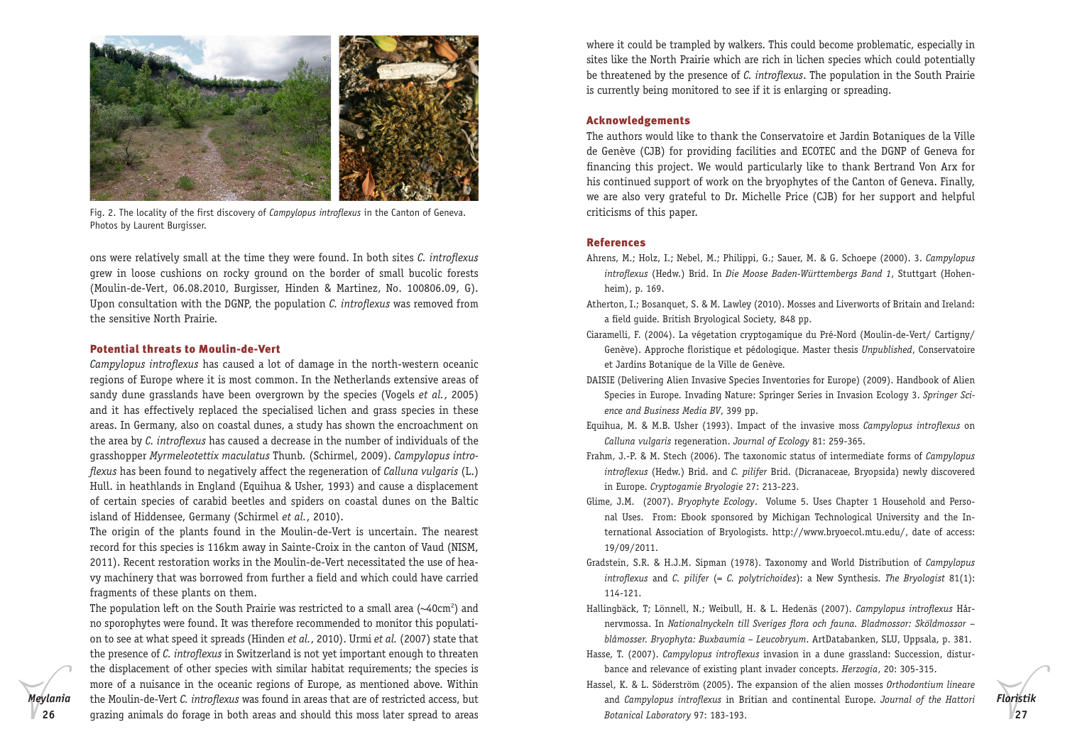Fig. 2. The locality of the first discovery of *Campylopus introflexus* in the Canton of Geneva. Photos by Laurent Burgisser.

ons were relatively small at the time they were found. In both sites *C. introflexus* grew in loose cushions on rocky ground on the border of small bucolic forests (Moulin-de-Vert, 06.08.2010, Burgisser, Hinden & Martinez, No. 100806.09, G). Upon consultation with the DGNP, the population *C. introflexus* was removed from the sensitive North Prairie.

## Potential threats to Moulin-de-Vert

*Campylopus introflexus* has caused a lot of damage in the north-western oceanic regions of Europe where it is most common. In the Netherlands extensive areas of sandy dune grasslands have been overgrown by the species (Vogels *et al.*, 2005) and it has effectively replaced the specialised lichen and grass species in these areas. In Germany, also on coastal dunes, a study has shown the encroachment on the area by *C. introflexus* has caused a decrease in the number of individuals of the grasshopper *Myrmeleotettix maculatus* Thunb. (Schirmel, 2009). *Campylopus introflexus* has been found to negatively affect the regeneration of *Calluna vulgaris* (L.) Hull. in heathlands in England (Equihua & Usher, 1993) and cause a displacement of certain species of carabid beetles and spiders on coastal dunes on the Baltic island of Hiddensee, Germany (Schirmel *et al.*, 2010).

The origin of the plants found in the Moulin-de-Vert is uncertain. The nearest record for this species is 116km away in Sainte-Croix in the canton of Vaud (NISM, 2011). Recent restoration works in the Moulin-de-Vert necessitated the use of heavy machinery that was borrowed from further a field and which could have carried fragments of these plants on them.

The population left on the South Prairie was restricted to a small area (~40cm$^2$) and no sporophytes were found. It was therefore recommended to monitor this population to see at what speed it spreads (Hinden *et al.*, 2010). Urmi *et al.* (2007) state that the presence of *C. introflexus* in Switzerland is not yet important enough to threaten the displacement of other species with similar habitat requirements; the species is more of a nuisance in the oceanic regions of Europe, as mentioned above. Within the Moulin-de-Vert *C. introflexus* was found in areas that are of restricted access, but grazing animals do forage in both areas and should this moss later spread to areas where it could be trampled by walkers. This could become problematic, especially in sites like the North Prairie which are rich in lichen species which could potentially be threatened by the presence of *C. introflexus*. The population in the South Prairie is currently being monitored to see if it is enlarging or spreading.

## Acknowledgements

The authors would like to thank the Conservatoire et Jardin Botaniques de la Ville de Genève (CJB) for providing facilities and ECOTEC and the DGNP of Geneva for financing this project. We would particularly like to thank Bertrand Von Arx for his continued support of work on the bryophytes of the Canton of Geneva. Finally, we are also very grateful to Dr. Michelle Price (CJB) for her support and helpful criticisms of this paper.

## References

Ahrens, M.; Holz, I.; Nebel, M.; Philippi, G.; Sauer, M. & G. Schoepe (2000). 3. *Campylopus introflexus* (Hedw.) Brid. In *Die Moose Baden-Württembergs Band 1*, Stuttgart (Hohenheim), p. 169.

Atherton, I.; Bosanquet, S. & M. Lawley (2010). Mosses and Liverworts of Britain and Ireland: a field guide. British Bryological Society, 848 pp.

Ciaramelli, F. (2004). La végetation cryptogamique du Pré-Nord (Moulin-de-Vert/ Cartigny/ Genève). Approche floristique et pédologique. Master thesis *Unpublished*, Conservatoire et Jardins Botanique de la Ville de Genève.

DAISIE (Delivering Alien Invasive Species Inventories for Europe) (2009). Handbook of Alien Species in Europe. Invading Nature: Springer Series in Invasion Ecology 3. *Springer Science and Business Media BV*, 399 pp.

Equihua, M. & M.B. Usher (1993). Impact of the invasive moss *Campylopus introflexus* on *Calluna vulgaris* regeneration. *Journal of Ecology* 81: 259-365.

Frahm, J.-P. & M. Stech (2006). The taxonomic status of intermediate forms of *Campylopus introflexus* (Hedw.) Brid. and *C. pilifer* Brid. (Dicranaceae, Bryopsida) newly discovered in Europe. *Cryptogamie Bryologie* 27: 213-223.

Glime, J.M. (2007). *Bryophyte Ecology*. Volume 5. Uses Chapter 1 Household and Personal Uses. From: Ebook sponsored by Michigan Technological University and the International Association of Bryologists. http://www.bryoecol.mtu.edu/, date of access: 19/09/2011.

Gradstein, S.R. & H.J.M. Sipman (1978). Taxonomy and World Distribution of *Campylopus introflexus* and *C. pilifer* (= *C. polytrichoides*): a New Synthesis. *The Bryologist* 81(1): 114-121.

Hallingbäck, T; Lönnell, N.; Weibull, H. & L. Hedenäs (2007). *Campylopus introflexus* Hårnervmossa. In *Nationalnyckeln till Sveriges flora och fauna. Bladmossor: Sköldmossor – blåmosser. Bryophyta: Buxbaumia – Leucobryum*. ArtDatabanken, SLU, Uppsala, p. 381.

Hasse, T. (2007). *Campylopus introflexus* invasion in a dune grassland: Succession, disturbance and relevance of existing plant invader concepts. *Herzogia*, 20: 305-315.

Hassel, K. & L. Söderström (2005). The expansion of the alien mosses *Orthodontium lineare* and *Campylopus introflexus* in Britian and continental Europe. *Journal of the Hattori Botanical Laboratory* 97: 183-193.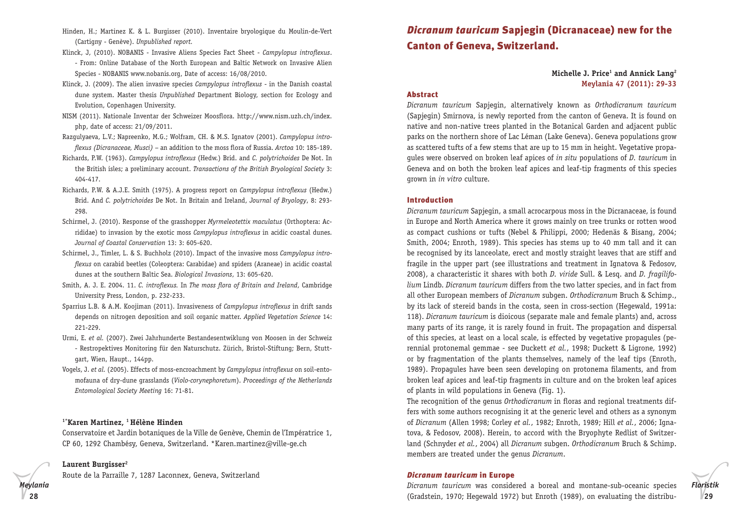Hinden, H.; Martinez K. & L. Burgisser (2010). Inventaire bryologique du Moulin-de-Vert (Cartigny - Genève). *Unpublished report*.

Klinck, J, (2010). NOBANIS - Invasive Aliens Species Fact Sheet - *Campylopus introflexus*. - From: Online Database of the North European and Baltic Network on Invasive Alien Species - NOBANIS www.nobanis.org, Date of access: 16/08/2010.

Klinck, J. (2009). The alien invasive species *Campylopus introflexus* - in the Danish coastal dune system. Master thesis *Unpublished* Department Biology, section for Ecology and Evolution, Copenhagen University.

NISM (2011). Nationale Inventar der Schweizer Moosflora. http://www.nism.uzh.ch/index.php, date of access: 21/09/2011.

Razgulyaeva, L.V.; Napreenko, M.G.; Wolfram, CH. & M.S. Ignatov (2001). *Campylopus introflexus (Dicranaceae, Musci)* – an addition to the moss flora of Russia. *Arctoa* 10: 185-189.

Richards, P.W. (1963). *Campylopus introflexus* (Hedw.) Brid. and *C. polytrichoides* De Not. In the British isles; a preliminary account. *Transactions of the British Bryological Society* 3: 404-417.

Richards, P.W. & A.J.E. Smith (1975). A progress report on *Campylopus introflexus* (Hedw.) Brid. And *C. polytrichoides* De Not. In Britain and Ireland, *Journal of Bryology*, 8: 293-298.

Schirmel, J. (2010). Response of the grasshopper *Myrmeleotettix maculatus* (Orthoptera: Acrididae) to invasion by the exotic moss *Campylopus introflexus* in acidic coastal dunes. *Journal of Coastal Conservation* 13: 3: 605-620.

Schirmel, J., Timler, L. & S. Buchholz (2010). Impact of the invasive moss *Campylopus introflexus* on carabid beetles (Coleoptera: Carabidae) and spiders (Araneae) in acidic coastal dunes at the southern Baltic Sea. *Biological Invasions*, 13: 605-620.

Smith, A. J. E. 2004. 11. *C. introflexus.* In *The moss flora of Britain and Ireland*, Cambridge University Press, London, p. 232-233.

Sparrius L.B. & A.M. Koojiman (2011). Invasiveness of *Campylopus introflexus* in drift sands depends on nitrogen deposition and soil organic matter. *Applied Vegetation Science* 14: 221-229.

Urmi, E. *et al.* (2007). Zwei Jahrhunderte Bestandesentwiklung von Moosen in der Schweiz - Restropektives Monitoring für den Naturschutz. Zürich, Bristol-Stiftung; Bern, Stuttgart, Wien, Haupt., 144pp.

Vogels, J. *et al.* (2005). Effects of moss-encroachment by *Campylopus introflexus* on soil-entomofauna of dry-dune grasslands (*Violo-corynephoretum*). *Proceedings of the Netherlands Entomological Society Meeting* 16: 71-81.

**[1*]Karen Martinez, [1]Hélène Hinden**

Conservatoire et Jardin botaniques de la Ville de Genève, Chemin de l'Impératrice 1, CP 60, 1292 Chambésy, Geneva, Switzerland. *Karen.martinez@ville-ge.ch

**Laurent Burgisser[2]**

Route de la Parraille 7, 1287 Laconnex, Geneva, Switzerland

# *Dicranum tauricum* Sapjegin (Dicranaceae) new for the Canton of Geneva, Switzerland.

**Michelle J. Price[1] and Annick Lang[2]**

**Meylania 47 (2011): 29-33**

## Abstract

*Dicranum tauricum* Sapjegin, alternatively known as *Orthodicranum tauricum* (Sapjegin) Smirnova, is newly reported from the canton of Geneva. It is found on native and non-native trees planted in the Botanical Garden and adjacent public parks on the northern shore of Lac Léman (Lake Geneva). Geneva populations grow as scattered tufts of a few stems that are up to 15 mm in height. Vegetative propagules were observed on broken leaf apices of *in situ* populations of *D. tauricum* in Geneva and on both the broken leaf apices and leaf-tip fragments of this species grown in *in vitro* culture.

## Introduction

*Dicranum tauricum* Sapjegin, a small acrocarpous moss in the Dicranaceae, is found in Europe and North America where it grows mainly on tree trunks or rotten wood as compact cushions or tufts (Nebel & Philippi, 2000; Hedenäs & Bisang, 2004; Smith, 2004; Enroth, 1989). This species has stems up to 40 mm tall and it can be recognised by its lanceolate, erect and mostly straight leaves that are stiff and fragile in the upper part (see illustrations and treatment in Ignatova & Fedosov, 2008), a characteristic it shares with both *D. viride* Sull. & Lesq. and *D. fragilifolium* Lindb. *Dicranum tauricum* differs from the two latter species, and in fact from all other European members of *Dicranum* subgen. *Orthodicranum* Bruch & Schimp., by its lack of stereid bands in the costa, seen in cross-section (Hegewald, 1991a: 118). *Dicranum tauricum* is dioicous (separate male and female plants) and, across many parts of its range, it is rarely found in fruit. The propagation and dispersal of this species, at least on a local scale, is effected by vegetative propagules (perennial protonemal gemmae - see Duckett *et al.*, 1998; Duckett & Ligrone, 1992) or by fragmentation of the plants themselves, namely of the leaf tips (Enroth, 1989). Propagules have been seen developing on protonema filaments, and from broken leaf apices and leaf-tip fragments in culture and on the broken leaf apices of plants in wild populations in Geneva (Fig. 1).

The recognition of the genus *Orthodicranum* in floras and regional treatments differs with some authors recognising it at the generic level and others as a synonym of *Dicranum* (Allen 1998; Corley *et al.*, 1982; Enroth, 1989; Hill *et al.*, 2006; Ignatova, & Fedosov, 2008). Herein, to accord with the Bryophyte Redlist of Switzerland (Schnyder *et al.*, 2004) all *Dicranum* subgen. *Orthodicranum* Bruch & Schimp. members are treated under the genus *Dicranum*.

## *Dicranum tauricum* in Europe

*Dicranum tauricum* was considered a boreal and montane-sub-oceanic species (Gradstein, 1970; Hegewald 1972) but Enroth (1989), on evaluating the distribu-